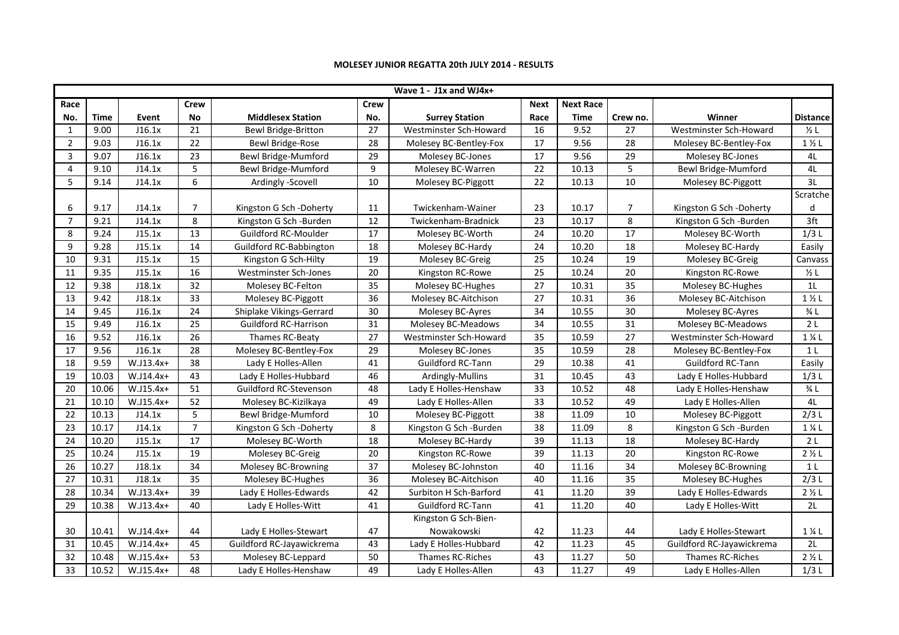# MOLESEY JUNIOR REGATTA 20th JULY 2014 - RESULTS

| Wave 1 - J1x and WJ4x+ | | | | | | | | | | | |
|---|---|---|---|---|---|---|---|---|---|---|---|
| Race No. | Time | Event | Crew No | Middlesex Station | Crew No. | Surrey Station | Next Race | Next Race Time | Crew no. | Winner | Distance |
| 1 | 9.00 | J16.1x | 21 | Bewl Bridge-Britton | 27 | Westminster Sch-Howard | 16 | 9.52 | 27 | Westminster Sch-Howard | ½ L |
| 2 | 9.03 | J16.1x | 22 | Bewl Bridge-Rose | 28 | Molesey BC-Bentley-Fox | 17 | 9.56 | 28 | Molesey BC-Bentley-Fox | 1 ½ L |
| 3 | 9.07 | J16.1x | 23 | Bewl Bridge-Mumford | 29 | Molesey BC-Jones | 17 | 9.56 | 29 | Molesey BC-Jones | 4L |
| 4 | 9.10 | J14.1x | 5 | Bewl Bridge-Mumford | 9 | Molesey BC-Warren | 22 | 10.13 | 5 | Bewl Bridge-Mumford | 4L |
| 5 | 9.14 | J14.1x | 6 | Ardingly -Scovell | 10 | Molesey BC-Piggott | 22 | 10.13 | 10 | Molesey BC-Piggott | 3L |
| 6 | 9.17 | J14.1x | 7 | Kingston G Sch -Doherty | 11 | Twickenham-Wainer | 23 | 10.17 | 7 | Kingston G Sch -Doherty | Scratched |
| 7 | 9.21 | J14.1x | 8 | Kingston G Sch -Burden | 12 | Twickenham-Bradnick | 23 | 10.17 | 8 | Kingston G Sch -Burden | 3ft |
| 8 | 9.24 | J15.1x | 13 | Guildford RC-Moulder | 17 | Molesey BC-Worth | 24 | 10.20 | 17 | Molesey BC-Worth | 1/3 L |
| 9 | 9.28 | J15.1x | 14 | Guildford RC-Babbington | 18 | Molesey BC-Hardy | 24 | 10.20 | 18 | Molesey BC-Hardy | Easily |
| 10 | 9.31 | J15.1x | 15 | Kingston G Sch-Hilty | 19 | Molesey BC-Greig | 25 | 10.24 | 19 | Molesey BC-Greig | Canvass |
| 11 | 9.35 | J15.1x | 16 | Westminster Sch-Jones | 20 | Kingston RC-Rowe | 25 | 10.24 | 20 | Kingston RC-Rowe | ½ L |
| 12 | 9.38 | J18.1x | 32 | Molesey BC-Felton | 35 | Molesey BC-Hughes | 27 | 10.31 | 35 | Molesey BC-Hughes | 1L |
| 13 | 9.42 | J18.1x | 33 | Molesey BC-Piggott | 36 | Molesey BC-Aitchison | 27 | 10.31 | 36 | Molesey BC-Aitchison | 1 ½ L |
| 14 | 9.45 | J16.1x | 24 | Shiplake Vikings-Gerrard | 30 | Molesey BC-Ayres | 34 | 10.55 | 30 | Molesey BC-Ayres | ¾ L |
| 15 | 9.49 | J16.1x | 25 | Guildford RC-Harrison | 31 | Molesey BC-Meadows | 34 | 10.55 | 31 | Molesey BC-Meadows | 2 L |
| 16 | 9.52 | J16.1x | 26 | Thames RC-Beaty | 27 | Westminster Sch-Howard | 35 | 10.59 | 27 | Westminster Sch-Howard | 1 ¼ L |
| 17 | 9.56 | J16.1x | 28 | Molesey BC-Bentley-Fox | 29 | Molesey BC-Jones | 35 | 10.59 | 28 | Molesey BC-Bentley-Fox | 1 L |
| 18 | 9.59 | W.J13.4x+ | 38 | Lady E Holles-Allen | 41 | Guildford RC-Tann | 29 | 10.38 | 41 | Guildford RC-Tann | Easily |
| 19 | 10.03 | W.J14.4x+ | 43 | Lady E Holles-Hubbard | 46 | Ardingly-Mullins | 31 | 10.45 | 43 | Lady E Holles-Hubbard | 1/3 L |
| 20 | 10.06 | W.J15.4x+ | 51 | Guildford RC-Stevenson | 48 | Lady E Holles-Henshaw | 33 | 10.52 | 48 | Lady E Holles-Henshaw | ¾ L |
| 21 | 10.10 | W.J15.4x+ | 52 | Molesey BC-Kizilkaya | 49 | Lady E Holles-Allen | 33 | 10.52 | 49 | Lady E Holles-Allen | 4L |
| 22 | 10.13 | J14.1x | 5 | Bewl Bridge-Mumford | 10 | Molesey BC-Piggott | 38 | 11.09 | 10 | Molesey BC-Piggott | 2/3 L |
| 23 | 10.17 | J14.1x | 7 | Kingston G Sch -Doherty | 8 | Kingston G Sch -Burden | 38 | 11.09 | 8 | Kingston G Sch -Burden | 1 ¼ L |
| 24 | 10.20 | J15.1x | 17 | Molesey BC-Worth | 18 | Molesey BC-Hardy | 39 | 11.13 | 18 | Molesey BC-Hardy | 2 L |
| 25 | 10.24 | J15.1x | 19 | Molesey BC-Greig | 20 | Kingston RC-Rowe | 39 | 11.13 | 20 | Kingston RC-Rowe | 2 ½ L |
| 26 | 10.27 | J18.1x | 34 | Molesey BC-Browning | 37 | Molesey BC-Johnston | 40 | 11.16 | 34 | Molesey BC-Browning | 1 L |
| 27 | 10.31 | J18.1x | 35 | Molesey BC-Hughes | 36 | Molesey BC-Aitchison | 40 | 11.16 | 35 | Molesey BC-Hughes | 2/3 L |
| 28 | 10.34 | W.J13.4x+ | 39 | Lady E Holles-Edwards | 42 | Surbiton H Sch-Barford | 41 | 11.20 | 39 | Lady E Holles-Edwards | 2 ½ L |
| 29 | 10.38 | W.J13.4x+ | 40 | Lady E Holles-Witt | 41 | Guildford RC-Tann | 41 | 11.20 | 40 | Lady E Holles-Witt | 2L |
| 30 | 10.41 | W.J14.4x+ | 44 | Lady E Holles-Stewart | 47 | Kingston G Sch-Bien-Nowakowski | 42 | 11.23 | 44 | Lady E Holles-Stewart | 1 ¼ L |
| 31 | 10.45 | W.J14.4x+ | 45 | Guildford RC-Jayawickrema | 43 | Lady E Holles-Hubbard | 42 | 11.23 | 45 | Guildford RC-Jayawickrema | 2L |
| 32 | 10.48 | W.J15.4x+ | 53 | Molesey BC-Leppard | 50 | Thames RC-Riches | 43 | 11.27 | 50 | Thames RC-Riches | 2 ½ L |
| 33 | 10.52 | W.J15.4x+ | 48 | Lady E Holles-Henshaw | 49 | Lady E Holles-Allen | 43 | 11.27 | 49 | Lady E Holles-Allen | 1/3 L |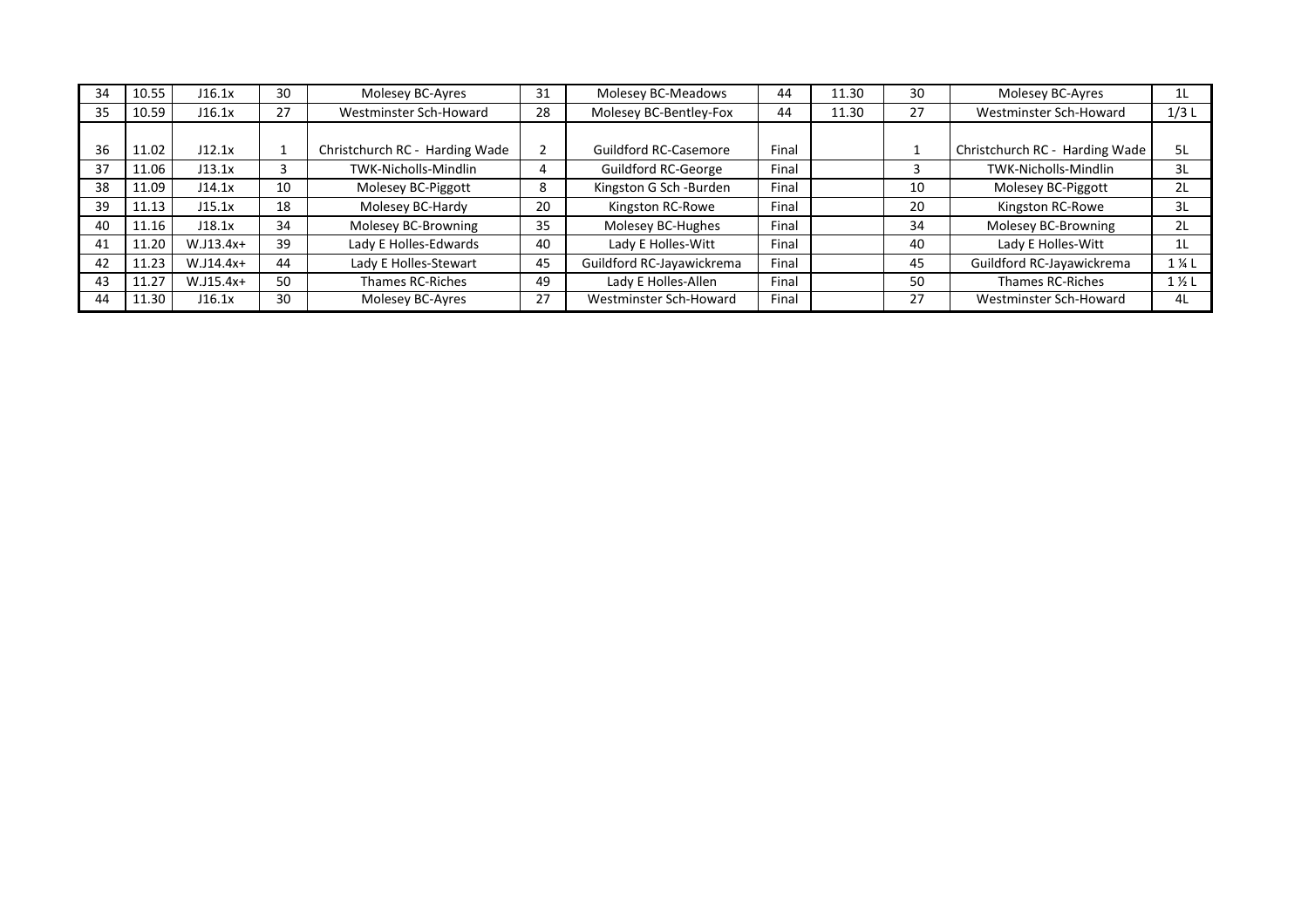| 34 | 10.55 | J16.1x | 30 | Molesey BC-Ayres | 31 | Molesey BC-Meadows | 44 | 11.30 | 30 | Molesey BC-Ayres | 1L |
|---|---|---|---|---|---|---|---|---|---|---|---|
| 35 | 10.59 | J16.1x | 27 | Westminster Sch-Howard | 28 | Molesey BC-Bentley-Fox | 44 | 11.30 | 27 | Westminster Sch-Howard | 1/3 L |
| 36 | 11.02 | J12.1x | 1 | Christchurch RC - Harding Wade | 2 | Guildford RC-Casemore | Final | | 1 | Christchurch RC - Harding Wade | 5L |
| 37 | 11.06 | J13.1x | 3 | TWK-Nicholls-Mindlin | 4 | Guildford RC-George | Final | | 3 | TWK-Nicholls-Mindlin | 3L |
| 38 | 11.09 | J14.1x | 10 | Molesey BC-Piggott | 8 | Kingston G Sch -Burden | Final | | 10 | Molesey BC-Piggott | 2L |
| 39 | 11.13 | J15.1x | 18 | Molesey BC-Hardy | 20 | Kingston RC-Rowe | Final | | 20 | Kingston RC-Rowe | 3L |
| 40 | 11.16 | J18.1x | 34 | Molesey BC-Browning | 35 | Molesey BC-Hughes | Final | | 34 | Molesey BC-Browning | 2L |
| 41 | 11.20 | W.J13.4x+ | 39 | Lady E Holles-Edwards | 40 | Lady E Holles-Witt | Final | | 40 | Lady E Holles-Witt | 1L |
| 42 | 11.23 | W.J14.4x+ | 44 | Lady E Holles-Stewart | 45 | Guildford RC-Jayawickrema | Final | | 45 | Guildford RC-Jayawickrema | 1 ¼ L |
| 43 | 11.27 | W.J15.4x+ | 50 | Thames RC-Riches | 49 | Lady E Holles-Allen | Final | | 50 | Thames RC-Riches | 1 ½ L |
| 44 | 11.30 | J16.1x | 30 | Molesey BC-Ayres | 27 | Westminster Sch-Howard | Final | | 27 | Westminster Sch-Howard | 4L |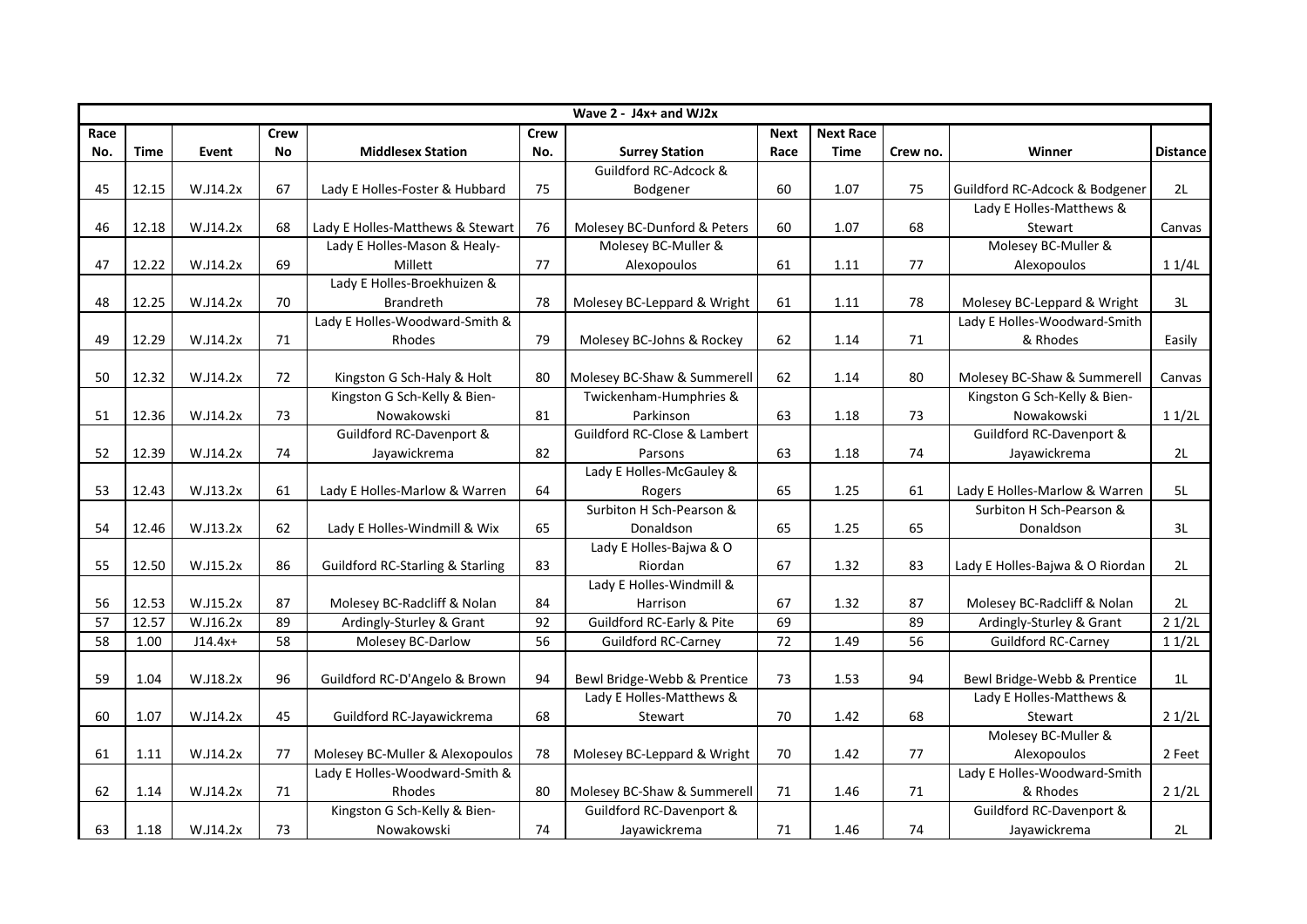| Wave 2 - J4x+ and WJ2x | | | | | | | | | | | |
|---|---|---|---|---|---|---|---|---|---|---|---|
| Race No. | Time | Event | Crew No | Middlesex Station | Crew No. | Surrey Station | Next Race | Next Race Time | Crew no. | Winner | Distance |
| 45 | 12.15 | W.J14.2x | 67 | Lady E Holles-Foster & Hubbard | 75 | Guildford RC-Adcock & Bodgener | 60 | 1.07 | 75 | Guildford RC-Adcock & Bodgener | 2L |
| 46 | 12.18 | W.J14.2x | 68 | Lady E Holles-Matthews & Stewart | 76 | Molesey BC-Dunford & Peters | 60 | 1.07 | 68 | Lady E Holles-Matthews & Stewart | Canvas |
| 47 | 12.22 | W.J14.2x | 69 | Lady E Holles-Mason & Healy-Millett | 77 | Molesey BC-Muller & Alexopoulos | 61 | 1.11 | 77 | Molesey BC-Muller & Alexopoulos | 1 1/4L |
| 48 | 12.25 | W.J14.2x | 70 | Lady E Holles-Broekhuizen & Brandreth | 78 | Molesey BC-Leppard & Wright | 61 | 1.11 | 78 | Molesey BC-Leppard & Wright | 3L |
| 49 | 12.29 | W.J14.2x | 71 | Lady E Holles-Woodward-Smith & Rhodes | 79 | Molesey BC-Johns & Rockey | 62 | 1.14 | 71 | Lady E Holles-Woodward-Smith & Rhodes | Easily |
| 50 | 12.32 | W.J14.2x | 72 | Kingston G Sch-Haly & Holt | 80 | Molesey BC-Shaw & Summerell | 62 | 1.14 | 80 | Molesey BC-Shaw & Summerell | Canvas |
| 51 | 12.36 | W.J14.2x | 73 | Kingston G Sch-Kelly & Bien-Nowakowski | 81 | Twickenham-Humphries & Parkinson | 63 | 1.18 | 73 | Kingston G Sch-Kelly & Bien-Nowakowski | 1 1/2L |
| 52 | 12.39 | W.J14.2x | 74 | Guildford RC-Davenport & Jayawickrema | 82 | Guildford RC-Close & Lambert Parsons | 63 | 1.18 | 74 | Guildford RC-Davenport & Jayawickrema | 2L |
| 53 | 12.43 | W.J13.2x | 61 | Lady E Holles-Marlow & Warren | 64 | Lady E Holles-McGauley & Rogers | 65 | 1.25 | 61 | Lady E Holles-Marlow & Warren | 5L |
| 54 | 12.46 | W.J13.2x | 62 | Lady E Holles-Windmill & Wix | 65 | Surbiton H Sch-Pearson & Donaldson | 65 | 1.25 | 65 | Surbiton H Sch-Pearson & Donaldson | 3L |
| 55 | 12.50 | W.J15.2x | 86 | Guildford RC-Starling & Starling | 83 | Lady E Holles-Bajwa & O Riordan | 67 | 1.32 | 83 | Lady E Holles-Bajwa & O Riordan | 2L |
| 56 | 12.53 | W.J15.2x | 87 | Molesey BC-Radcliff & Nolan | 84 | Lady E Holles-Windmill & Harrison | 67 | 1.32 | 87 | Molesey BC-Radcliff & Nolan | 2L |
| 57 | 12.57 | W.J16.2x | 89 | Ardingly-Sturley & Grant | 92 | Guildford RC-Early & Pite | 69 | | 89 | Ardingly-Sturley & Grant | 2 1/2L |
| 58 | 1.00 | J14.4x+ | 58 | Molesey BC-Darlow | 56 | Guildford RC-Carney | 72 | 1.49 | 56 | Guildford RC-Carney | 1 1/2L |
| 59 | 1.04 | W.J18.2x | 96 | Guildford RC-D'Angelo & Brown | 94 | Bewl Bridge-Webb & Prentice | 73 | 1.53 | 94 | Bewl Bridge-Webb & Prentice | 1L |
| 60 | 1.07 | W.J14.2x | 45 | Guildford RC-Jayawickrema | 68 | Lady E Holles-Matthews & Stewart | 70 | 1.42 | 68 | Lady E Holles-Matthews & Stewart | 2 1/2L |
| 61 | 1.11 | W.J14.2x | 77 | Molesey BC-Muller & Alexopoulos | 78 | Molesey BC-Leppard & Wright | 70 | 1.42 | 77 | Molesey BC-Muller & Alexopoulos | 2 Feet |
| 62 | 1.14 | W.J14.2x | 71 | Lady E Holles-Woodward-Smith & Rhodes | 80 | Molesey BC-Shaw & Summerell | 71 | 1.46 | 71 | Lady E Holles-Woodward-Smith & Rhodes | 2 1/2L |
| 63 | 1.18 | W.J14.2x | 73 | Kingston G Sch-Kelly & Bien-Nowakowski | 74 | Guildford RC-Davenport & Jayawickrema | 71 | 1.46 | 74 | Guildford RC-Davenport & Jayawickrema | 2L |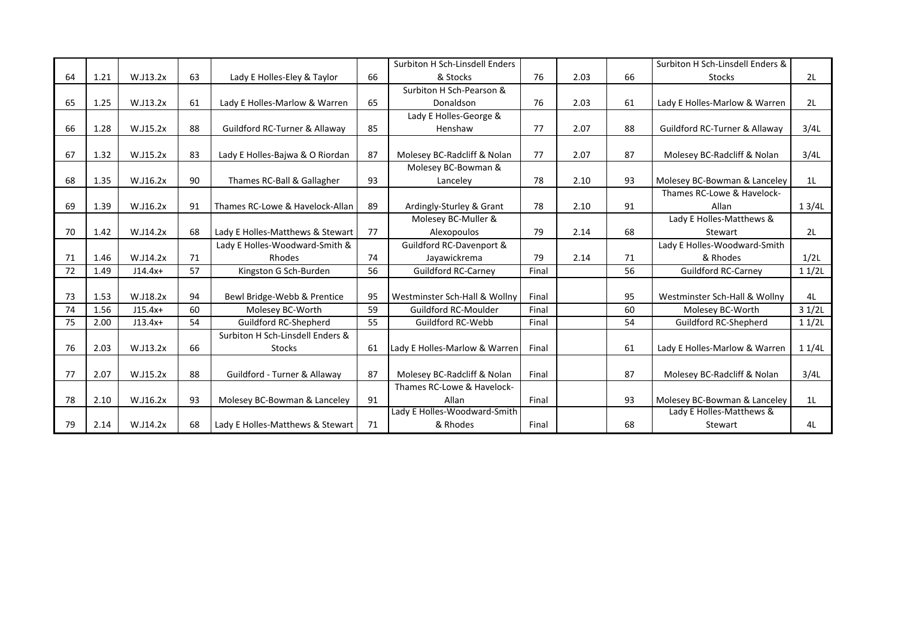| | | | | | | | | | | | |
|---|---|---|---|---|---|---|---|---|---|---|---|
| 64 | 1.21 | W.J13.2x | 63 | Lady E Holles-Eley & Taylor | 66 | Surbiton H Sch-Linsdell Enders & Stocks | 76 | 2.03 | 66 | Surbiton H Sch-Linsdell Enders & Stocks | 2L |
| 65 | 1.25 | W.J13.2x | 61 | Lady E Holles-Marlow & Warren | 65 | Surbiton H Sch-Pearson & Donaldson | 76 | 2.03 | 61 | Lady E Holles-Marlow & Warren | 2L |
| 66 | 1.28 | W.J15.2x | 88 | Guildford RC-Turner & Allaway | 85 | Lady E Holles-George & Henshaw | 77 | 2.07 | 88 | Guildford RC-Turner & Allaway | 3/4L |
| 67 | 1.32 | W.J15.2x | 83 | Lady E Holles-Bajwa & O Riordan | 87 | Molesey BC-Radcliff & Nolan | 77 | 2.07 | 87 | Molesey BC-Radcliff & Nolan | 3/4L |
| 68 | 1.35 | W.J16.2x | 90 | Thames RC-Ball & Gallagher | 93 | Molesey BC-Bowman & Lanceley | 78 | 2.10 | 93 | Molesey BC-Bowman & Lanceley | 1L |
| 69 | 1.39 | W.J16.2x | 91 | Thames RC-Lowe & Havelock-Allan | 89 | Ardingly-Sturley & Grant | 78 | 2.10 | 91 | Thames RC-Lowe & Havelock-Allan | 1 3/4L |
| 70 | 1.42 | W.J14.2x | 68 | Lady E Holles-Matthews & Stewart | 77 | Molesey BC-Muller & Alexopoulos | 79 | 2.14 | 68 | Lady E Holles-Matthews & Stewart | 2L |
| 71 | 1.46 | W.J14.2x | 71 | Lady E Holles-Woodward-Smith & Rhodes | 74 | Guildford RC-Davenport & Jayawickrema | 79 | 2.14 | 71 | Lady E Holles-Woodward-Smith & Rhodes | 1/2L |
| 72 | 1.49 | J14.4x+ | 57 | Kingston G Sch-Burden | 56 | Guildford RC-Carney | Final | | 56 | Guildford RC-Carney | 1 1/2L |
| 73 | 1.53 | W.J18.2x | 94 | Bewl Bridge-Webb & Prentice | 95 | Westminster Sch-Hall & Wollny | Final | | 95 | Westminster Sch-Hall & Wollny | 4L |
| 74 | 1.56 | J15.4x+ | 60 | Molesey BC-Worth | 59 | Guildford RC-Moulder | Final | | 60 | Molesey BC-Worth | 3 1/2L |
| 75 | 2.00 | J13.4x+ | 54 | Guildford RC-Shepherd | 55 | Guildford RC-Webb | Final | | 54 | Guildford RC-Shepherd | 1 1/2L |
| 76 | 2.03 | W.J13.2x | 66 | Surbiton H Sch-Linsdell Enders & Stocks | 61 | Lady E Holles-Marlow & Warren | Final | | 61 | Lady E Holles-Marlow & Warren | 1 1/4L |
| 77 | 2.07 | W.J15.2x | 88 | Guildford - Turner & Allaway | 87 | Molesey BC-Radcliff & Nolan | Final | | 87 | Molesey BC-Radcliff & Nolan | 3/4L |
| 78 | 2.10 | W.J16.2x | 93 | Molesey BC-Bowman & Lanceley | 91 | Thames RC-Lowe & Havelock-Allan | Final | | 93 | Molesey BC-Bowman & Lanceley | 1L |
| 79 | 2.14 | W.J14.2x | 68 | Lady E Holles-Matthews & Stewart | 71 | Lady E Holles-Woodward-Smith & Rhodes | Final | | 68 | Lady E Holles-Matthews & Stewart | 4L |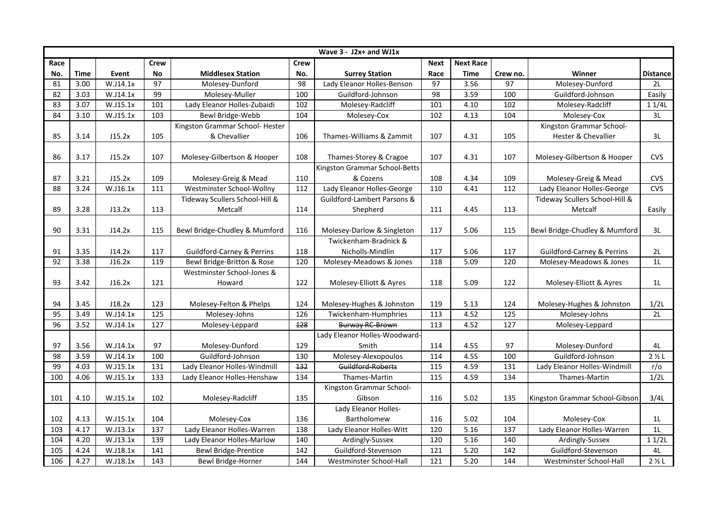| Wave 3 - J2x+ and WJ1x | | | | | | | | | | | |
|---|---|---|---|---|---|---|---|---|---|---|---|
| Race No. | Time | Event | Crew No | Middlesex Station | Crew No. | Surrey Station | Next Race | Next Race Time | Crew no. | Winner | Distance |
| 81 | 3.00 | W.J14.1x | 97 | Molesey-Dunford | 98 | Lady Eleanor Holles-Benson | 97 | 3.56 | 97 | Molesey-Dunford | 2L |
| 82 | 3.03 | W.J14.1x | 99 | Molesey-Muller | 100 | Guildford-Johnson | 98 | 3.59 | 100 | Guildford-Johnson | Easily |
| 83 | 3.07 | W.J15.1x | 101 | Lady Eleanor Holles-Zubaidi | 102 | Molesey-Radcliff | 101 | 4.10 | 102 | Molesey-Radcliff | 1 1/4L |
| 84 | 3.10 | W.J15.1x | 103 | Bewl Bridge-Webb | 104 | Molesey-Cox | 102 | 4.13 | 104 | Molesey-Cox | 3L |
| 85 | 3.14 | J15.2x | 105 | Kingston Grammar School- Hester & Chevallier | 106 | Thames-Williams & Zammit | 107 | 4.31 | 105 | Kingston Grammar School-Hester & Chevallier | 3L |
| 86 | 3.17 | J15.2x | 107 | Molesey-Gilbertson & Hooper | 108 | Thames-Storey & Cragoe | 107 | 4.31 | 107 | Molesey-Gilbertson & Hooper | CVS |
| 87 | 3.21 | J15.2x | 109 | Molesey-Greig & Mead | 110 | Kingston Grammar School-Betts & Cozens | 108 | 4.34 | 109 | Molesey-Greig & Mead | CVS |
| 88 | 3.24 | W.J16.1x | 111 | Westminster School-Wollny | 112 | Lady Eleanor Holles-George | 110 | 4.41 | 112 | Lady Eleanor Holles-George | CVS |
| 89 | 3.28 | J13.2x | 113 | Tideway Scullers School-Hill & Metcalf | 114 | Guildford-Lambert Parsons & Shepherd | 111 | 4.45 | 113 | Tideway Scullers School-Hill & Metcalf | Easily |
| 90 | 3.31 | J14.2x | 115 | Bewl Bridge-Chudley & Mumford | 116 | Molesey-Darlow & Singleton | 117 | 5.06 | 115 | Bewl Bridge-Chudley & Mumford | 3L |
| 91 | 3.35 | J14.2x | 117 | Guildford-Carney & Perrins | 118 | Twickenham-Bradnick & Nicholls-Mindlin | 117 | 5.06 | 117 | Guildford-Carney & Perrins | 2L |
| 92 | 3.38 | J16.2x | 119 | Bewl Bridge-Britton & Rose | 120 | Molesey-Meadows & Jones | 118 | 5.09 | 120 | Molesey-Meadows & Jones | 1L |
| 93 | 3.42 | J16.2x | 121 | Westminster School-Jones & Howard | 122 | Molesey-Elliott & Ayres | 118 | 5.09 | 122 | Molesey-Elliott & Ayres | 1L |
| 94 | 3.45 | J18.2x | 123 | Molesey-Felton & Phelps | 124 | Molesey-Hughes & Johnston | 119 | 5.13 | 124 | Molesey-Hughes & Johnston | 1/2L |
| 95 | 3.49 | W.J14.1x | 125 | Molesey-Johns | 126 | Twickenham-Humphries | 113 | 4.52 | 125 | Molesey-Johns | 2L |
| 96 | 3.52 | W.J14.1x | 127 | Molesey-Leppard | ~~128~~ | ~~Burway RC-Brown~~ | 113 | 4.52 | 127 | Molesey-Leppard | |
| 97 | 3.56 | W.J14.1x | 97 | Molesey-Dunford | 129 | Lady Eleanor Holles-Woodward-Smith | 114 | 4.55 | 97 | Molesey-Dunford | 4L |
| 98 | 3.59 | W.J14.1x | 100 | Guildford-Johnson | 130 | Molesey-Alexopoulos | 114 | 4.55 | 100 | Guildford-Johnson | 2 ½ L |
| 99 | 4.03 | W.J15.1x | 131 | Lady Eleanor Holles-Windmill | ~~132~~ | ~~Guildford-Roberts~~ | 115 | 4.59 | 131 | Lady Eleanor Holles-Windmill | r/o |
| 100 | 4.06 | W.J15.1x | 133 | Lady Eleanor Holles-Henshaw | 134 | Thames-Martin | 115 | 4.59 | 134 | Thames-Martin | 1/2L |
| 101 | 4.10 | W.J15.1x | 102 | Molesey-Radcliff | 135 | Kingston Grammar School-Gibson | 116 | 5.02 | 135 | Kingston Grammar School-Gibson | 3/4L |
| 102 | 4.13 | W.J15.1x | 104 | Molesey-Cox | 136 | Lady Eleanor Holles-Bartholomew | 116 | 5.02 | 104 | Molesey-Cox | 1L |
| 103 | 4.17 | W.J13.1x | 137 | Lady Eleanor Holles-Warren | 138 | Lady Eleanor Holles-Witt | 120 | 5.16 | 137 | Lady Eleanor Holles-Warren | 1L |
| 104 | 4.20 | W.J13.1x | 139 | Lady Eleanor Holles-Marlow | 140 | Ardingly-Sussex | 120 | 5.16 | 140 | Ardingly-Sussex | 1 1/2L |
| 105 | 4.24 | W.J18.1x | 141 | Bewl Bridge-Prentice | 142 | Guildford-Stevenson | 121 | 5.20 | 142 | Guildford-Stevenson | 4L |
| 106 | 4.27 | W.J18.1x | 143 | Bewl Bridge-Horner | 144 | Westminster School-Hall | 121 | 5.20 | 144 | Westminster School-Hall | 2 ½ L |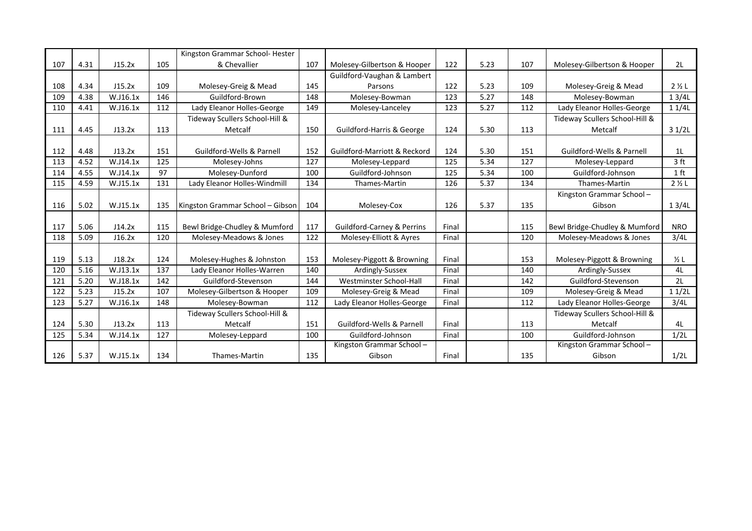| | | | | | | | | | | | |
|---|---|---|---|---|---|---|---|---|---|---|---|
| 107 | 4.31 | J15.2x | 105 | Kingston Grammar School- Hester & Chevallier | 107 | Molesey-Gilbertson & Hooper | 122 | 5.23 | 107 | Molesey-Gilbertson & Hooper | 2L |
| 108 | 4.34 | J15.2x | 109 | Molesey-Greig & Mead | 145 | Guildford-Vaughan & Lambert Parsons | 122 | 5.23 | 109 | Molesey-Greig & Mead | 2 ½ L |
| 109 | 4.38 | W.J16.1x | 146 | Guildford-Brown | 148 | Molesey-Bowman | 123 | 5.27 | 148 | Molesey-Bowman | 1 3/4L |
| 110 | 4.41 | W.J16.1x | 112 | Lady Eleanor Holles-George | 149 | Molesey-Lanceley | 123 | 5.27 | 112 | Lady Eleanor Holles-George | 1 1/4L |
| 111 | 4.45 | J13.2x | 113 | Tideway Scullers School-Hill & Metcalf | 150 | Guildford-Harris & George | 124 | 5.30 | 113 | Tideway Scullers School-Hill & Metcalf | 3 1/2L |
| 112 | 4.48 | J13.2x | 151 | Guildford-Wells & Parnell | 152 | Guildford-Marriott & Reckord | 124 | 5.30 | 151 | Guildford-Wells & Parnell | 1L |
| 113 | 4.52 | W.J14.1x | 125 | Molesey-Johns | 127 | Molesey-Leppard | 125 | 5.34 | 127 | Molesey-Leppard | 3 ft |
| 114 | 4.55 | W.J14.1x | 97 | Molesey-Dunford | 100 | Guildford-Johnson | 125 | 5.34 | 100 | Guildford-Johnson | 1 ft |
| 115 | 4.59 | W.J15.1x | 131 | Lady Eleanor Holles-Windmill | 134 | Thames-Martin | 126 | 5.37 | 134 | Thames-Martin | 2 ½ L |
| 116 | 5.02 | W.J15.1x | 135 | Kingston Grammar School – Gibson | 104 | Molesey-Cox | 126 | 5.37 | 135 | Kingston Grammar School – Gibson | 1 3/4L |
| 117 | 5.06 | J14.2x | 115 | Bewl Bridge-Chudley & Mumford | 117 | Guildford-Carney & Perrins | Final | | 115 | Bewl Bridge-Chudley & Mumford | NRO |
| 118 | 5.09 | J16.2x | 120 | Molesey-Meadows & Jones | 122 | Molesey-Elliott & Ayres | Final | | 120 | Molesey-Meadows & Jones | 3/4L |
| 119 | 5.13 | J18.2x | 124 | Molesey-Hughes & Johnston | 153 | Molesey-Piggott & Browning | Final | | 153 | Molesey-Piggott & Browning | ½ L |
| 120 | 5.16 | W.J13.1x | 137 | Lady Eleanor Holles-Warren | 140 | Ardingly-Sussex | Final | | 140 | Ardingly-Sussex | 4L |
| 121 | 5.20 | W.J18.1x | 142 | Guildford-Stevenson | 144 | Westminster School-Hall | Final | | 142 | Guildford-Stevenson | 2L |
| 122 | 5.23 | J15.2x | 107 | Molesey-Gilbertson & Hooper | 109 | Molesey-Greig & Mead | Final | | 109 | Molesey-Greig & Mead | 1 1/2L |
| 123 | 5.27 | W.J16.1x | 148 | Molesey-Bowman | 112 | Lady Eleanor Holles-George | Final | | 112 | Lady Eleanor Holles-George | 3/4L |
| 124 | 5.30 | J13.2x | 113 | Tideway Scullers School-Hill & Metcalf | 151 | Guildford-Wells & Parnell | Final | | 113 | Tideway Scullers School-Hill & Metcalf | 4L |
| 125 | 5.34 | W.J14.1x | 127 | Molesey-Leppard | 100 | Guildford-Johnson | Final | | 100 | Guildford-Johnson | 1/2L |
| 126 | 5.37 | W.J15.1x | 134 | Thames-Martin | 135 | Kingston Grammar School – Gibson | Final | | 135 | Kingston Grammar School – Gibson | 1/2L |